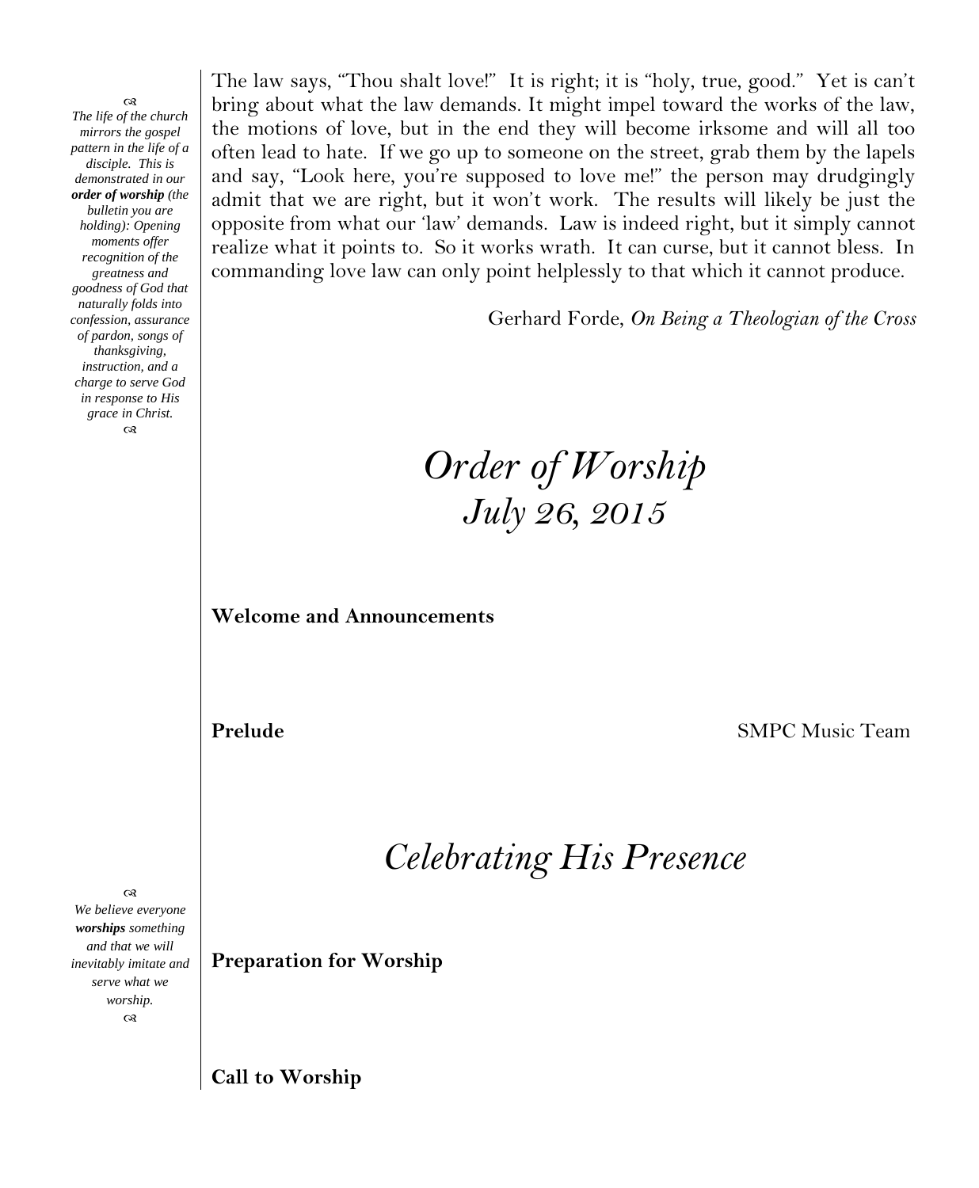The law says, "Thou shalt love!" It is right; it is "holy, true, good." Yet is can't bring about what the law demands. It might impel toward the works of the law, the motions of love, but in the end they will become irksome and will all too often lead to hate. If we go up to someone on the street, grab them by the lapels and say, "Look here, you're supposed to love me!" the person may drudgingly admit that we are right, but it won't work. The results will likely be just the opposite from what our 'law' demands. Law is indeed right, but it simply cannot realize what it points to. So it works wrath. It can curse, but it cannot bless. In commanding love law can only point helplessly to that which it cannot produce.

Gerhard Forde, *On Being a Theologian of the Cross*

*The life of the church mirrors the gospel pattern in the life of a disciple. This is demonstrated in our **order of worship** (the bulletin you are holding): Opening moments offer recognition of the greatness and goodness of God that naturally folds into confession, assurance of pardon, songs of thanksgiving, instruction, and a charge to serve God in response to His grace in Christ.*

# *Order of Worship*
## *July 26, 2015*

**Welcome and Announcements**

**Prelude** SMPC Music Team

## *Celebrating His Presence*

*We believe everyone **worships** something and that we will inevitably imitate and serve what we worship.*

**Preparation for Worship**

**Call to Worship**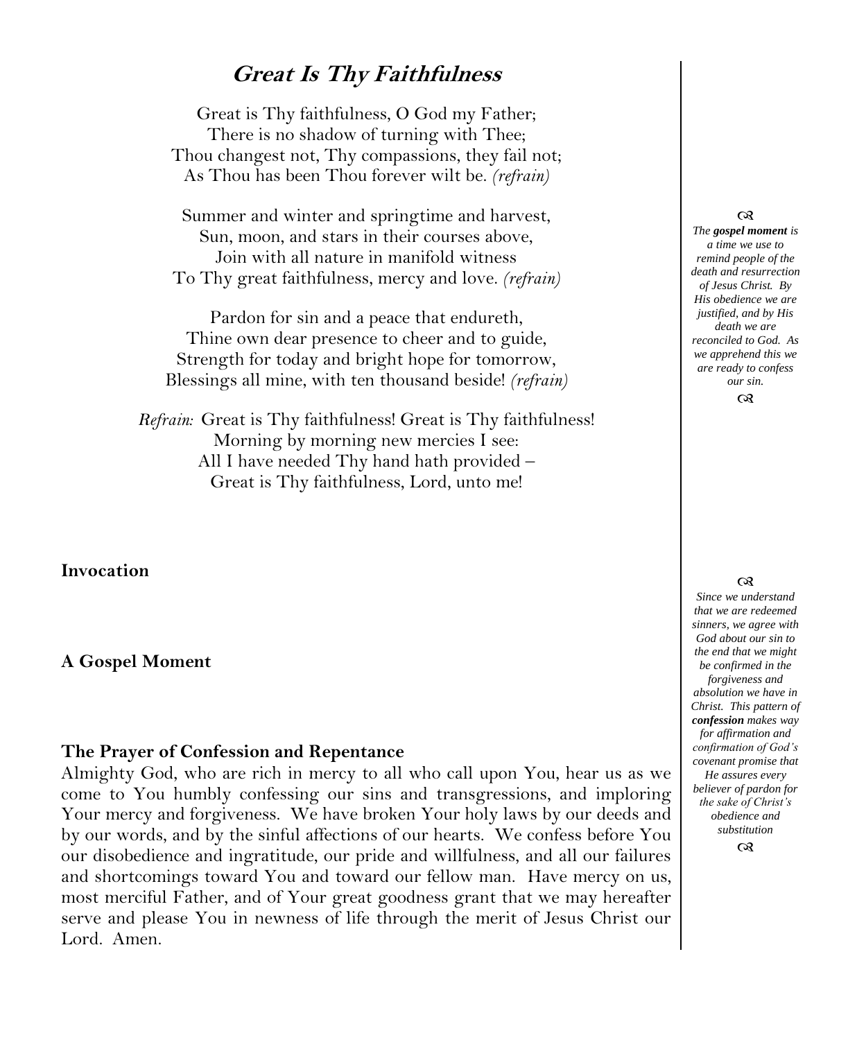## ***Great Is Thy Faithfulness***

Great is Thy faithfulness, O God my Father;
There is no shadow of turning with Thee;
Thou changest not, Thy compassions, they fail not;
As Thou has been Thou forever wilt be. *(refrain)*

Summer and winter and springtime and harvest,
Sun, moon, and stars in their courses above,
Join with all nature in manifold witness
To Thy great faithfulness, mercy and love. *(refrain)*

Pardon for sin and a peace that endureth,
Thine own dear presence to cheer and to guide,
Strength for today and bright hope for tomorrow,
Blessings all mine, with ten thousand beside! *(refrain)*

*Refrain:* Great is Thy faithfulness! Great is Thy faithfulness!
Morning by morning new mercies I see:
All I have needed Thy hand hath provided –
Great is Thy faithfulness, Lord, unto me!

**Invocation**

**A Gospel Moment**

*The **gospel moment** is a time we use to remind people of the death and resurrection of Jesus Christ. By His obedience we are justified, and by His death we are reconciled to God. As we apprehend this we are ready to confess our sin.*

**The Prayer of Confession and Repentance**

Almighty God, who are rich in mercy to all who call upon You, hear us as we come to You humbly confessing our sins and transgressions, and imploring Your mercy and forgiveness. We have broken Your holy laws by our deeds and by our words, and by the sinful affections of our hearts. We confess before You our disobedience and ingratitude, our pride and willfulness, and all our failures and shortcomings toward You and toward our fellow man. Have mercy on us, most merciful Father, and of Your great goodness grant that we may hereafter serve and please You in newness of life through the merit of Jesus Christ our Lord. Amen.

*Since we understand that we are redeemed sinners, we agree with God about our sin to the end that we might be confirmed in the forgiveness and absolution we have in Christ. This pattern of **confession** makes way for affirmation and confirmation of God's covenant promise that He assures every believer of pardon for the sake of Christ's obedience and substitution*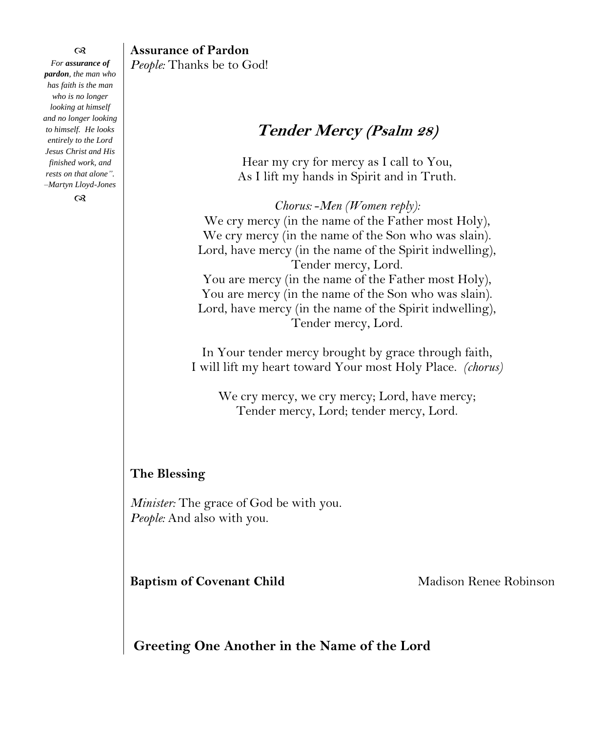ᘛ

*For **assurance of pardon**, the man who has faith is the man who is no longer looking at himself and no longer looking to himself. He looks entirely to the Lord Jesus Christ and His finished work, and rests on that alone". –Martyn Lloyd-Jones*

ᘛ

**Assurance of Pardon**

*People:* Thanks be to God!

## *Tender Mercy (Psalm 28)*

Hear my cry for mercy as I call to You,
As I lift my hands in Spirit and in Truth.

*Chorus: -Men (Women reply):*
We cry mercy (in the name of the Father most Holy),
We cry mercy (in the name of the Son who was slain).
Lord, have mercy (in the name of the Spirit indwelling),
Tender mercy, Lord.
You are mercy (in the name of the Father most Holy),
You are mercy (in the name of the Son who was slain).
Lord, have mercy (in the name of the Spirit indwelling),
Tender mercy, Lord.

In Your tender mercy brought by grace through faith,
I will lift my heart toward Your most Holy Place. *(chorus)*

We cry mercy, we cry mercy; Lord, have mercy;
Tender mercy, Lord; tender mercy, Lord.

**The Blessing**

*Minister:* The grace of God be with you.
*People:* And also with you.

**Baptism of Covenant Child** Madison Renee Robinson

**Greeting One Another in the Name of the Lord**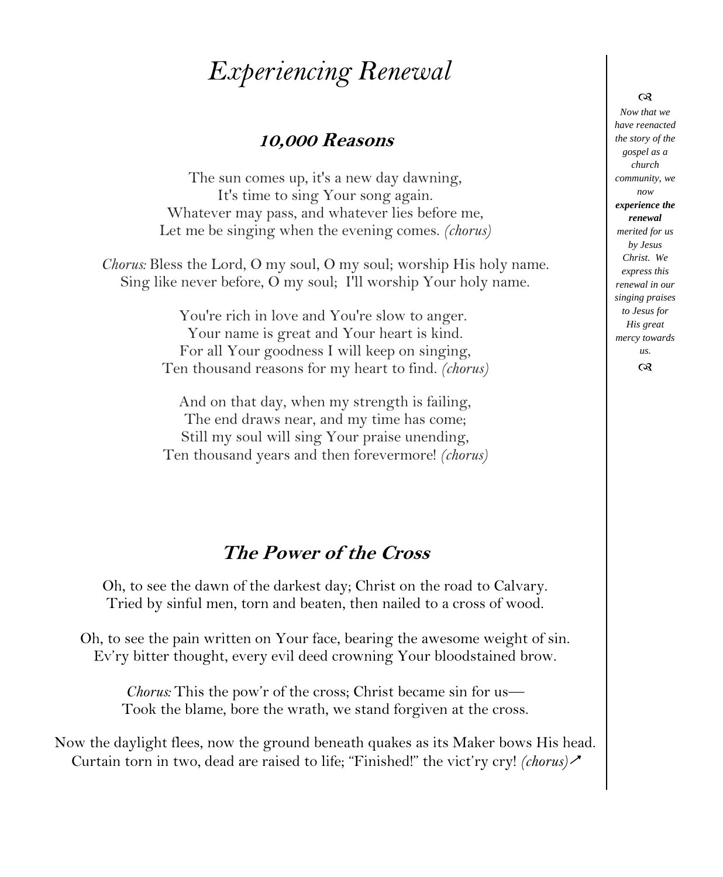# *Experiencing Renewal*

## 10,000 Reasons

The sun comes up, it's a new day dawning,
It's time to sing Your song again.
Whatever may pass, and whatever lies before me,
Let me be singing when the evening comes. *(chorus)*

*Chorus:* Bless the Lord, O my soul, O my soul; worship His holy name.
Sing like never before, O my soul; I'll worship Your holy name.

You're rich in love and You're slow to anger.
Your name is great and Your heart is kind.
For all Your goodness I will keep on singing,
Ten thousand reasons for my heart to find. *(chorus)*

And on that day, when my strength is failing,
The end draws near, and my time has come;
Still my soul will sing Your praise unending,
Ten thousand years and then forevermore! *(chorus)*

## The Power of the Cross

Oh, to see the dawn of the darkest day; Christ on the road to Calvary.
Tried by sinful men, torn and beaten, then nailed to a cross of wood.

Oh, to see the pain written on Your face, bearing the awesome weight of sin.
Ev'ry bitter thought, every evil deed crowning Your bloodstained brow.

*Chorus:* This the pow'r of the cross; Christ became sin for us—
Took the blame, bore the wrath, we stand forgiven at the cross.

Now the daylight flees, now the ground beneath quakes as its Maker bows His head.
Curtain torn in two, dead are raised to life; "Finished!" the vict'ry cry! *(chorus)*➚

*Now that we have reenacted the story of the gospel as a church community, we now* ***experience the renewal*** *merited for us by Jesus Christ. We express this renewal in our singing praises to Jesus for His great mercy towards us.*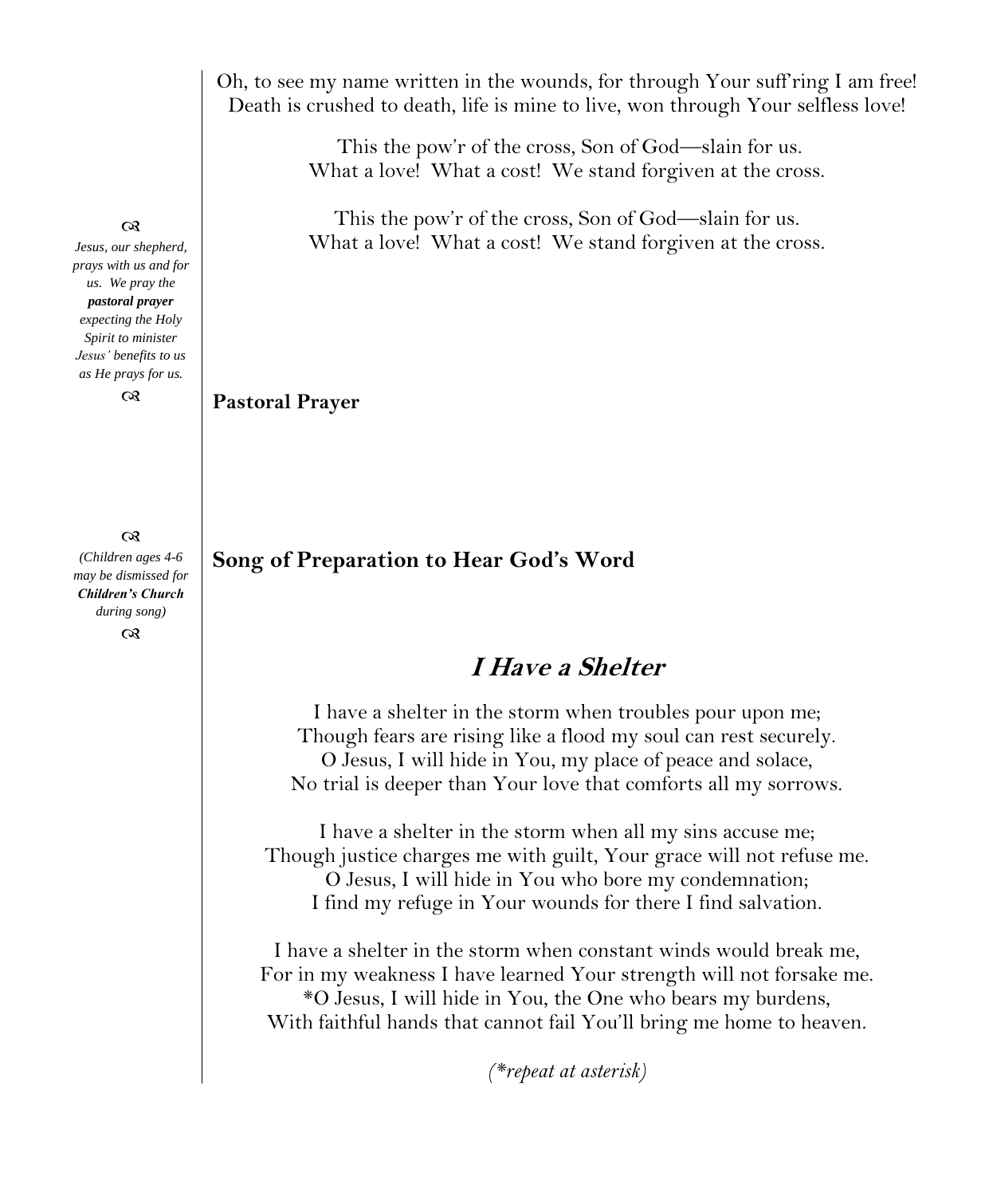Oh, to see my name written in the wounds, for through Your suff'ring I am free!
Death is crushed to death, life is mine to live, won through Your selfless love!

This the pow'r of the cross, Son of God—slain for us.
What a love! What a cost! We stand forgiven at the cross.

This the pow'r of the cross, Son of God—slain for us.
What a love! What a cost! We stand forgiven at the cross.

*Jesus, our shepherd, prays with us and for us. We pray the* ***pastoral prayer*** *expecting the Holy Spirit to minister Jesus' benefits to us as He prays for us.*

**Pastoral Prayer**

*(Children ages 4-6 may be dismissed for* ***Children's Church*** *during song)*

**Song of Preparation to Hear God's Word**

## *I Have a Shelter*

I have a shelter in the storm when troubles pour upon me;
Though fears are rising like a flood my soul can rest securely.
O Jesus, I will hide in You, my place of peace and solace,
No trial is deeper than Your love that comforts all my sorrows.

I have a shelter in the storm when all my sins accuse me;
Though justice charges me with guilt, Your grace will not refuse me.
O Jesus, I will hide in You who bore my condemnation;
I find my refuge in Your wounds for there I find salvation.

I have a shelter in the storm when constant winds would break me,
For in my weakness I have learned Your strength will not forsake me.
*O Jesus, I will hide in You, the One who bears my burdens,
With faithful hands that cannot fail You'll bring me home to heaven.

*(*repeat at asterisk)*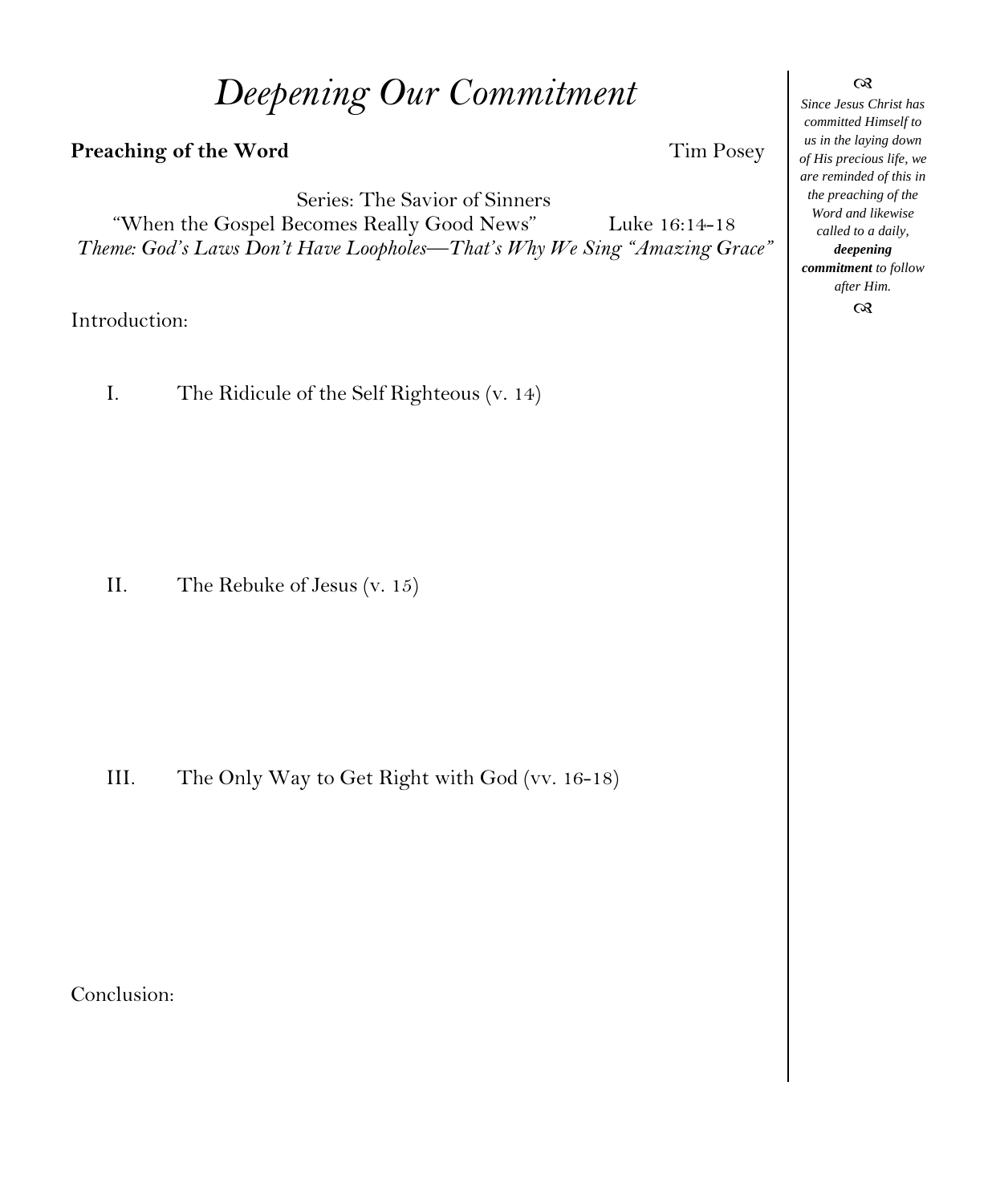# *Deepening Our Commitment*

**Preaching of the Word** Tim Posey

Series: The Savior of Sinners

"When the Gospel Becomes Really Good News" Luke 16:14-18

*Theme: God's Laws Don't Have Loopholes—That's Why We Sing "Amazing Grace"*

Introduction:

I. The Ridicule of the Self Righteous (v. 14)

II. The Rebuke of Jesus (v. 15)

III. The Only Way to Get Right with God (vv. 16-18)

Conclusion:

*Since Jesus Christ has committed Himself to us in the laying down of His precious life, we are reminded of this in the preaching of the Word and likewise called to a daily,* ***deepening commitment*** *to follow after Him.*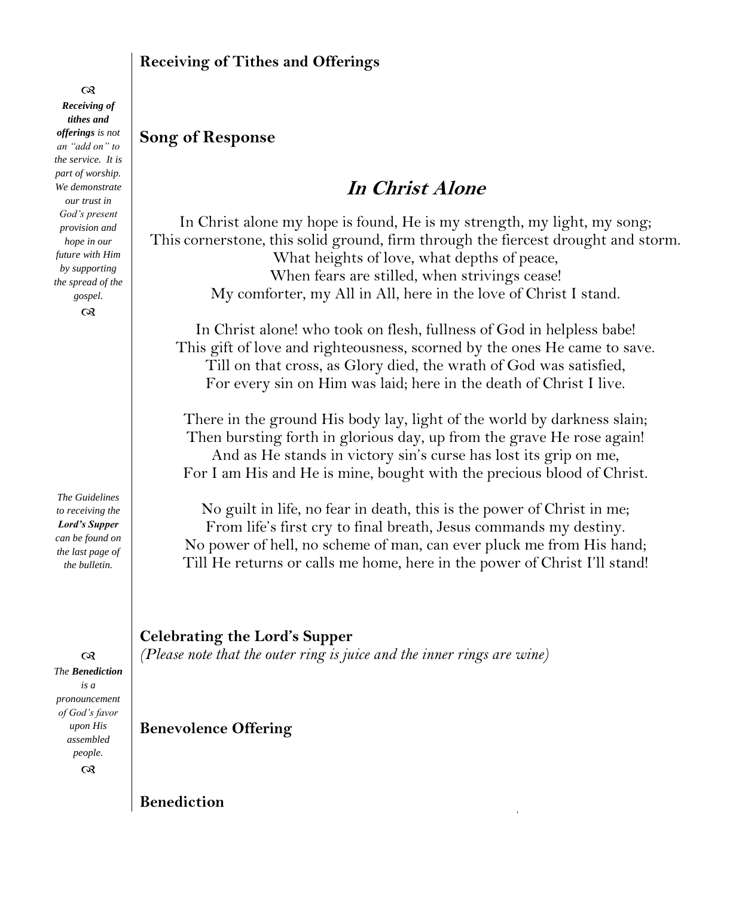**Receiving of Tithes and Offerings**

ᘛ

***Receiving of tithes and offerings** is not an "add on" to the service. It is part of worship. We demonstrate our trust in God's present provision and hope in our future with Him by supporting the spread of the gospel.*

ᘛ

**Song of Response**

## *In Christ Alone*

In Christ alone my hope is found, He is my strength, my light, my song;
This cornerstone, this solid ground, firm through the fiercest drought and storm.
What heights of love, what depths of peace,
When fears are stilled, when strivings cease!
My comforter, my All in All, here in the love of Christ I stand.

In Christ alone! who took on flesh, fullness of God in helpless babe!
This gift of love and righteousness, scorned by the ones He came to save.
Till on that cross, as Glory died, the wrath of God was satisfied,
For every sin on Him was laid; here in the death of Christ I live.

There in the ground His body lay, light of the world by darkness slain;
Then bursting forth in glorious day, up from the grave He rose again!
And as He stands in victory sin's curse has lost its grip on me,
For I am His and He is mine, bought with the precious blood of Christ.

No guilt in life, no fear in death, this is the power of Christ in me;
From life's first cry to final breath, Jesus commands my destiny.
No power of hell, no scheme of man, can ever pluck me from His hand;
Till He returns or calls me home, here in the power of Christ I'll stand!

*The Guidelines to receiving the **Lord's Supper** can be found on the last page of the bulletin.*

**Celebrating the Lord's Supper**
*(Please note that the outer ring is juice and the inner rings are wine)*

ᘛ

*The **Benediction** is a pronouncement of God's favor upon His assembled people.*

ᘛ

**Benevolence Offering**

**Benediction**